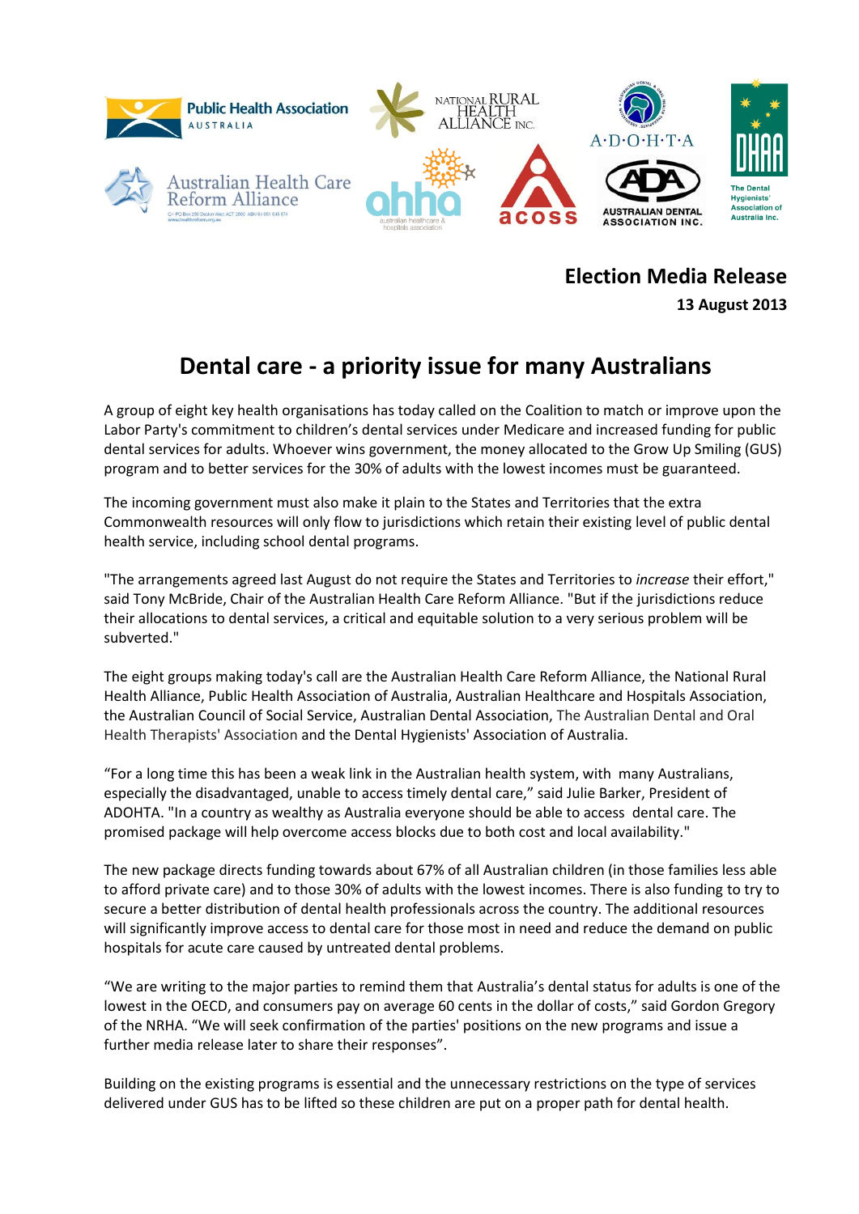**Election Media Release**

**13 August 2013**

# Dental care - a priority issue for many Australians

A group of eight key health organisations has today called on the Coalition to match or improve upon the Labor Party's commitment to children's dental services under Medicare and increased funding for public dental services for adults. Whoever wins government, the money allocated to the Grow Up Smiling (GUS) program and to better services for the 30% of adults with the lowest incomes must be guaranteed.

The incoming government must also make it plain to the States and Territories that the extra Commonwealth resources will only flow to jurisdictions which retain their existing level of public dental health service, including school dental programs.

"The arrangements agreed last August do not require the States and Territories to *increase* their effort," said Tony McBride, Chair of the Australian Health Care Reform Alliance. "But if the jurisdictions reduce their allocations to dental services, a critical and equitable solution to a very serious problem will be subverted."

The eight groups making today's call are the Australian Health Care Reform Alliance, the National Rural Health Alliance, Public Health Association of Australia, Australian Healthcare and Hospitals Association, the Australian Council of Social Service, Australian Dental Association, The Australian Dental and Oral Health Therapists' Association and the Dental Hygienists' Association of Australia.

"For a long time this has been a weak link in the Australian health system, with many Australians, especially the disadvantaged, unable to access timely dental care," said Julie Barker, President of ADOHTA. "In a country as wealthy as Australia everyone should be able to access dental care. The promised package will help overcome access blocks due to both cost and local availability."

The new package directs funding towards about 67% of all Australian children (in those families less able to afford private care) and to those 30% of adults with the lowest incomes. There is also funding to try to secure a better distribution of dental health professionals across the country. The additional resources will significantly improve access to dental care for those most in need and reduce the demand on public hospitals for acute care caused by untreated dental problems.

"We are writing to the major parties to remind them that Australia's dental status for adults is one of the lowest in the OECD, and consumers pay on average 60 cents in the dollar of costs," said Gordon Gregory of the NRHA. "We will seek confirmation of the parties' positions on the new programs and issue a further media release later to share their responses".

Building on the existing programs is essential and the unnecessary restrictions on the type of services delivered under GUS has to be lifted so these children are put on a proper path for dental health.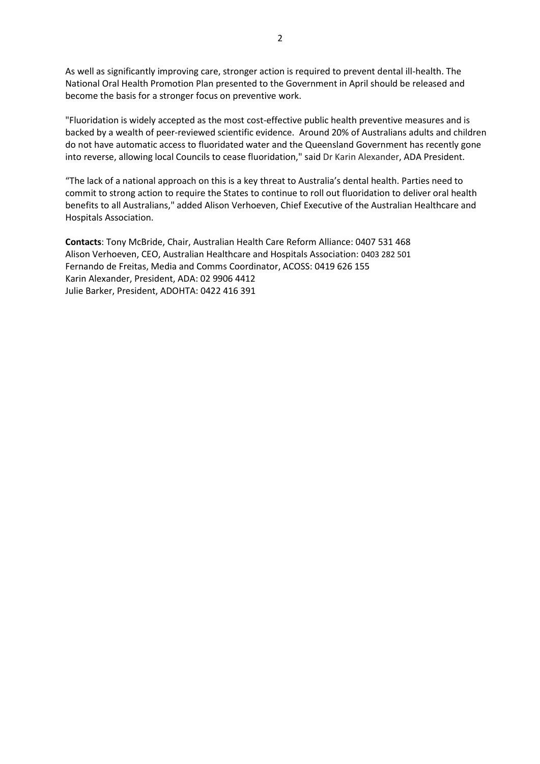As well as significantly improving care, stronger action is required to prevent dental ill-health. The National Oral Health Promotion Plan presented to the Government in April should be released and become the basis for a stronger focus on preventive work.

"Fluoridation is widely accepted as the most cost-effective public health preventive measures and is backed by a wealth of peer-reviewed scientific evidence. Around 20% of Australians adults and children do not have automatic access to fluoridated water and the Queensland Government has recently gone into reverse, allowing local Councils to cease fluoridation," said Dr Karin Alexander, ADA President.

"The lack of a national approach on this is a key threat to Australia's dental health. Parties need to commit to strong action to require the States to continue to roll out fluoridation to deliver oral health benefits to all Australians," added Alison Verhoeven, Chief Executive of the Australian Healthcare and Hospitals Association.

**Contacts**: Tony McBride, Chair, Australian Health Care Reform Alliance: 0407 531 468
Alison Verhoeven, CEO, Australian Healthcare and Hospitals Association: 0403 282 501
Fernando de Freitas, Media and Comms Coordinator, ACOSS: 0419 626 155
Karin Alexander, President, ADA: 02 9906 4412
Julie Barker, President, ADOHTA: 0422 416 391